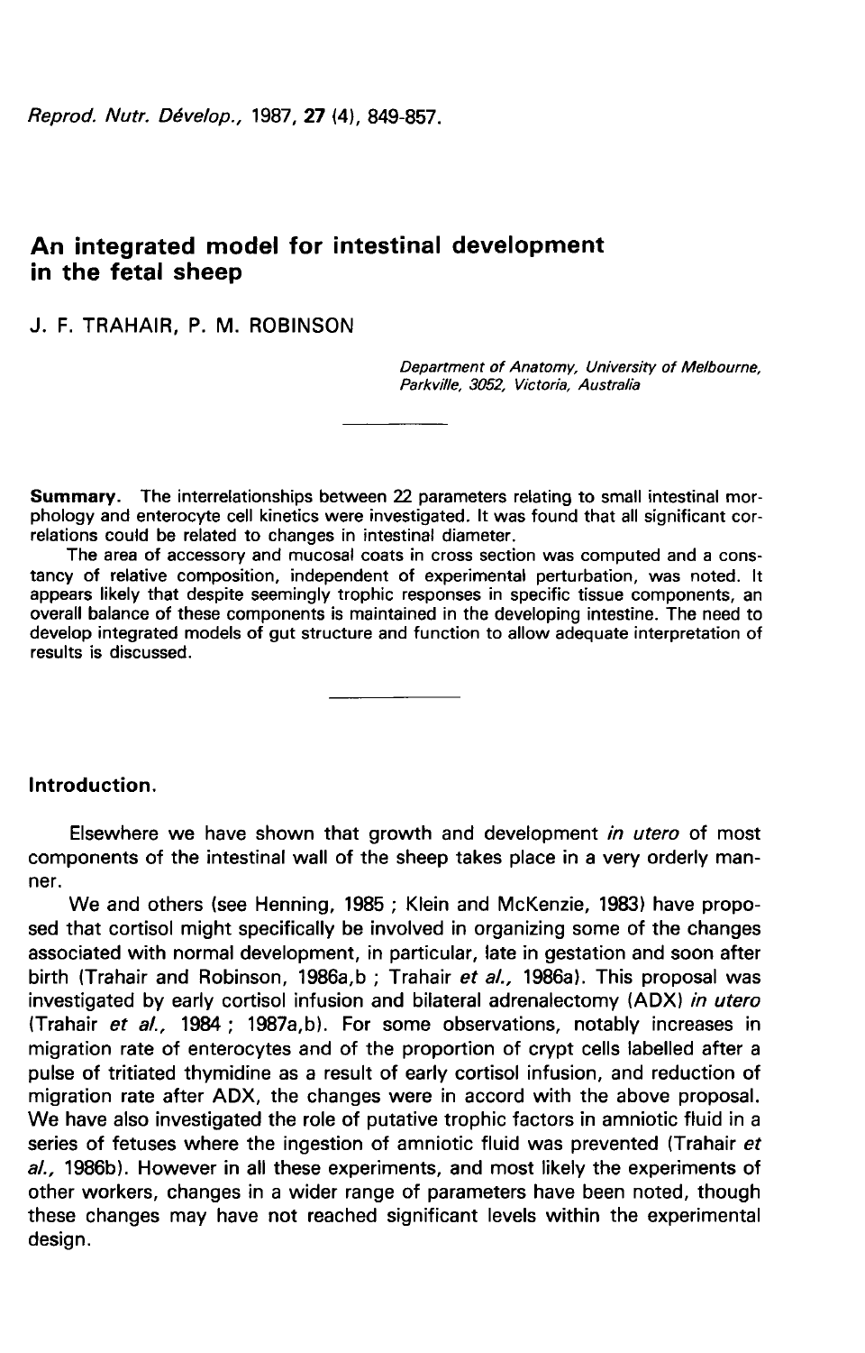# An integrated model for intestinal development in the fetal sheep

J. F. TRAHAIR, P. M. ROBINSON

*Department of Anatomy, University of Melbourne, Parkville, 3052, Victoria, Australia*

---

**Summary.** The interrelationships between 22 parameters relating to small intestinal morphology and enterocyte cell kinetics were investigated. It was found that all significant correlations could be related to changes in intestinal diameter.

The area of accessory and mucosal coats in cross section was computed and a constancy of relative composition, independent of experimental perturbation, was noted. It appears likely that despite seemingly trophic responses in specific tissue components, an overall balance of these components is maintained in the developing intestine. The need to develop integrated models of gut structure and function to allow adequate interpretation of results is discussed.

---

## Introduction.

Elsewhere we have shown that growth and development *in utero* of most components of the intestinal wall of the sheep takes place in a very orderly manner.

We and others (see Henning, 1985 ; Klein and McKenzie, 1983) have proposed that cortisol might specifically be involved in organizing some of the changes associated with normal development, in particular, late in gestation and soon after birth (Trahair and Robinson, 1986a,b ; Trahair *et al.,* 1986a). This proposal was investigated by early cortisol infusion and bilateral adrenalectomy (ADX) *in utero* (Trahair *et al.,* 1984 ; 1987a,b). For some observations, notably increases in migration rate of enterocytes and of the proportion of crypt cells labelled after a pulse of tritiated thymidine as a result of early cortisol infusion, and reduction of migration rate after ADX, the changes were in accord with the above proposal. We have also investigated the role of putative trophic factors in amniotic fluid in a series of fetuses where the ingestion of amniotic fluid was prevented (Trahair *et al.,* 1986b). However in all these experiments, and most likely the experiments of other workers, changes in a wider range of parameters have been noted, though these changes may have not reached significant levels within the experimental design.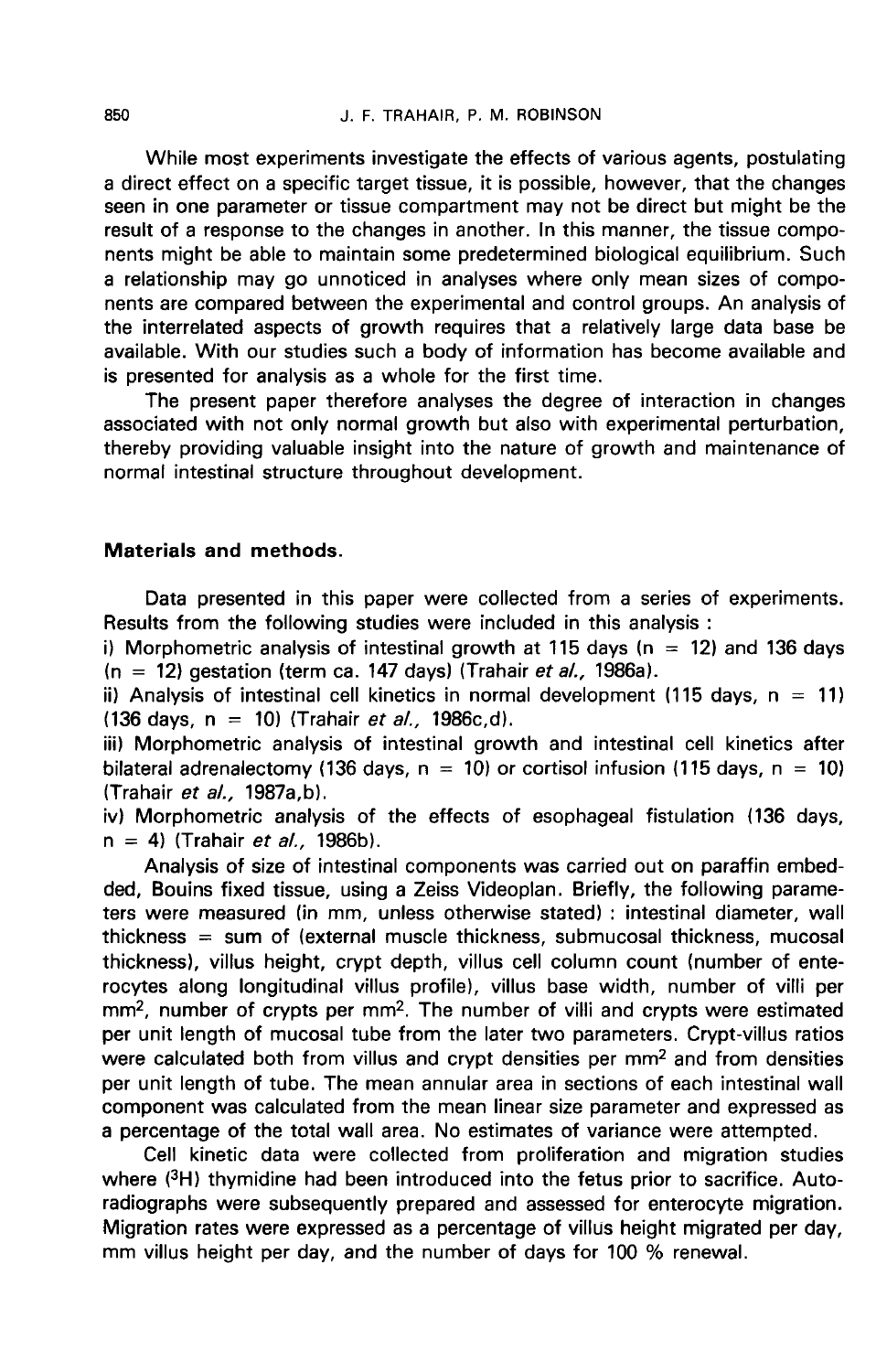While most experiments investigate the effects of various agents, postulating a direct effect on a specific target tissue, it is possible, however, that the changes seen in one parameter or tissue compartment may not be direct but might be the result of a response to the changes in another. In this manner, the tissue components might be able to maintain some predetermined biological equilibrium. Such a relationship may go unnoticed in analyses where only mean sizes of components are compared between the experimental and control groups. An analysis of the interrelated aspects of growth requires that a relatively large data base be available. With our studies such a body of information has become available and is presented for analysis as a whole for the first time.

The present paper therefore analyses the degree of interaction in changes associated with not only normal growth but also with experimental perturbation, thereby providing valuable insight into the nature of growth and maintenance of normal intestinal structure throughout development.

## Materials and methods.

Data presented in this paper were collected from a series of experiments. Results from the following studies were included in this analysis :

i) Morphometric analysis of intestinal growth at 115 days (n = 12) and 136 days (n = 12) gestation (term ca. 147 days) (Trahair *et al.,* 1986a).

ii) Analysis of intestinal cell kinetics in normal development (115 days, n = 11) (136 days, n = 10) (Trahair *et al.,* 1986c,d).

iii) Morphometric analysis of intestinal growth and intestinal cell kinetics after bilateral adrenalectomy (136 days, n = 10) or cortisol infusion (115 days, n = 10) (Trahair *et al.,* 1987a,b).

iv) Morphometric analysis of the effects of esophageal fistulation (136 days, n = 4) (Trahair *et al.,* 1986b).

Analysis of size of intestinal components was carried out on paraffin embedded, Bouins fixed tissue, using a Zeiss Videoplan. Briefly, the following parameters were measured (in mm, unless otherwise stated) : intestinal diameter, wall thickness = sum of (external muscle thickness, submucosal thickness, mucosal thickness), villus height, crypt depth, villus cell column count (number of enterocytes along longitudinal villus profile), villus base width, number of villi per mm$^2$, number of crypts per mm$^2$. The number of villi and crypts were estimated per unit length of mucosal tube from the later two parameters. Crypt-villus ratios were calculated both from villus and crypt densities per mm$^2$ and from densities per unit length of tube. The mean annular area in sections of each intestinal wall component was calculated from the mean linear size parameter and expressed as a percentage of the total wall area. No estimates of variance were attempted.

Cell kinetic data were collected from proliferation and migration studies where ($^3$H) thymidine had been introduced into the fetus prior to sacrifice. Autoradiographs were subsequently prepared and assessed for enterocyte migration. Migration rates were expressed as a percentage of villus height migrated per day, mm villus height per day, and the number of days for 100 % renewal.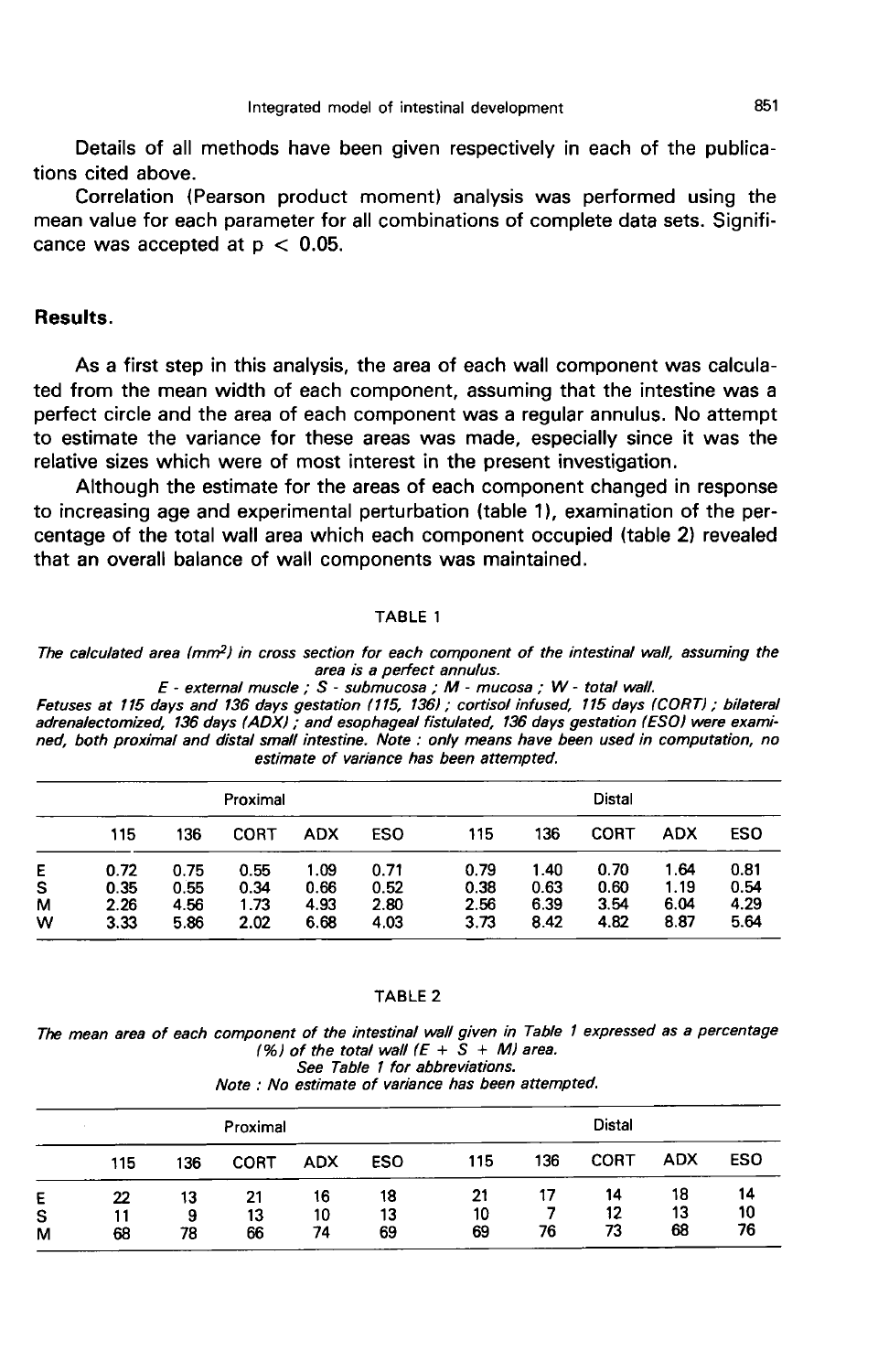Details of all methods have been given respectively in each of the publications cited above.

Correlation (Pearson product moment) analysis was performed using the mean value for each parameter for all combinations of complete data sets. Significance was accepted at $p < 0.05$.

## Results.

As a first step in this analysis, the area of each wall component was calculated from the mean width of each component, assuming that the intestine was a perfect circle and the area of each component was a regular annulus. No attempt to estimate the variance for these areas was made, especially since it was the relative sizes which were of most interest in the present investigation.

Although the estimate for the areas of each component changed in response to increasing age and experimental perturbation (table 1), examination of the percentage of the total wall area which each component occupied (table 2) revealed that an overall balance of wall components was maintained.

TABLE 1

*The calculated area (mm$^2$) in cross section for each component of the intestinal wall, assuming the area is a perfect annulus.*
*E - external muscle ; S - submucosa ; M - mucosa ; W - total wall.*
*Fetuses at 115 days and 136 days gestation (115, 136) ; cortisol infused, 115 days (CORT) ; bilateral adrenalectomized, 136 days (ADX) ; and esophageal fistulated, 136 days gestation (ESO) were examined, both proximal and distal small intestine. Note : only means have been used in computation, no estimate of variance has been attempted.*

| | Proximal | | | | | Distal | | | | |
|---|---|---|---|---|---|---|---|---|---|---|
| | 115 | 136 | CORT | ADX | ESO | 115 | 136 | CORT | ADX | ESO |
| E | 0.72 | 0.75 | 0.55 | 1.09 | 0.71 | 0.79 | 1.40 | 0.70 | 1.64 | 0.81 |
| S | 0.35 | 0.55 | 0.34 | 0.66 | 0.52 | 0.38 | 0.63 | 0.60 | 1.19 | 0.54 |
| M | 2.26 | 4.56 | 1.73 | 4.93 | 2.80 | 2.56 | 6.39 | 3.54 | 6.04 | 4.29 |
| W | 3.33 | 5.86 | 2.02 | 6.68 | 4.03 | 3.73 | 8.42 | 4.82 | 8.87 | 5.64 |

TABLE 2

*The mean area of each component of the intestinal wall given in Table 1 expressed as a percentage (%) of the total wall (E + S + M) area.*
*See Table 1 for abbreviations.*
*Note : No estimate of variance has been attempted.*

| | Proximal | | | | | Distal | | | | |
|---|---|---|---|---|---|---|---|---|---|---|
| | 115 | 136 | CORT | ADX | ESO | 115 | 136 | CORT | ADX | ESO |
| E | 22 | 13 | 21 | 16 | 18 | 21 | 17 | 14 | 18 | 14 |
| S | 11 | 9 | 13 | 10 | 13 | 10 | 7 | 12 | 13 | 10 |
| M | 68 | 78 | 66 | 74 | 69 | 69 | 76 | 73 | 68 | 76 |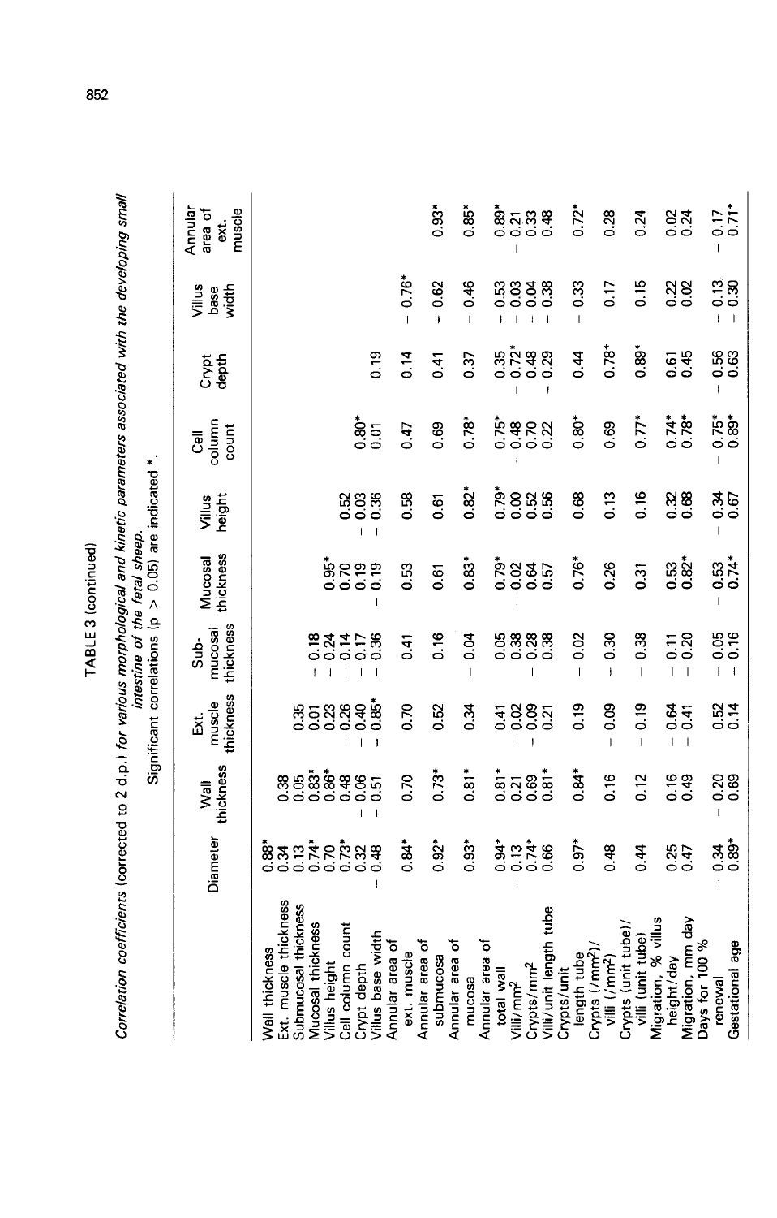TABLE 3 (continued)

*Correlation coefficients* (corrected to 2 d.p.) *for various morphological and kinetic parameters associated with the developing small intestine of the fetal sheep.*

Significant correlations ($p > 0.05$) are indicated *.

| | Diameter | Wall thickness | Ext. muscle thickness | Sub-mucosal thickness | Mucosal thickness | Villus height | Cell column count | Crypt depth | Villus base width | Annular area of ext. muscle |
|---|---|---|---|---|---|---|---|---|---|---|
| Wall thickness | 0.88* | | | | | | | | | |
| Ext. muscle thickness | 0.34 | 0.38 | | | | | | | | |
| Submucosal thickness | 0.13 | 0.05 | 0.35 | | | | | | | |
| Mucosal thickness | 0.74* | 0.83* | 0.01 | − 0.18 | | | | | | |
| Villus height | 0.70 | 0.86* | 0.23 | − 0.24 | 0.95* | | | | | |
| Cell column count | 0.73* | 0.48 | − 0.26 | − 0.14 | 0.70 | 0.52 | | | | |
| Crypt depth | 0.32 | − 0.06 | − 0.40 | − 0.17 | 0.19 | 0.03 | 0.80* | | | |
| Villus base width | − 0.48 | − 0.51 | − 0.85* | − 0.36 | − 0.19 | − 0.36 | 0.01 | 0.19 | | |
| Annular area of ext. muscle | 0.84* | 0.70 | 0.70 | 0.41 | 0.53 | 0.58 | 0.47 | 0.14 | − 0.76* | |
| Annular area of submucosa | 0.92* | 0.73* | 0.52 | 0.16 | 0.61 | 0.61 | 0.69 | 0.41 | − 0.62 | 0.93* |
| Annular area of mucosa | 0.93* | 0.81* | 0.34 | − 0.04 | 0.83* | 0.82* | 0.78* | 0.37 | − 0.46 | 0.85* |
| Annular area of total wall | 0.94* | 0.81* | 0.41 | 0.05 | 0.79* | 0.79* | 0.75* | 0.35 | − 0.53 | 0.89* |
| Villi/mm² | − 0.13 | 0.21 | − 0.02 | 0.38 | − 0.02 | 0.00 | − 0.48 | − 0.72* | − 0.03 | − 0.21 |
| Crypts/mm² | 0.74* | 0.69 | − 0.09 | − 0.28 | 0.64 | 0.52 | 0.70 | 0.48 | − 0.04 | 0.33 |
| Villi/unit length tube | 0.66 | 0.81* | 0.21 | 0.38 | 0.57 | 0.56 | 0.22 | − 0.29 | − 0.38 | 0.48 |
| Crypts/unit length tube | 0.97* | 0.84* | 0.19 | − 0.02 | 0.76* | 0.68 | 0.80* | 0.44 | − 0.33 | 0.72* |
| Crypts (/mm²)/ villi (/mm²) | 0.48 | 0.16 | − 0.09 | − 0.30 | 0.26 | 0.13 | 0.69 | 0.78* | 0.17 | 0.28 |
| Crypts (unit tube)/ villi (unit tube) | 0.44 | 0.12 | − 0.19 | − 0.38 | 0.31 | 0.16 | 0.77* | 0.89* | 0.15 | 0.24 |
| Migration, % villus height/day | 0.25 | 0.16 | − 0.64 | − 0.11 | 0.53 | 0.32 | 0.74* | 0.61 | 0.22 | 0.02 |
| Migration, mm day | 0.47 | 0.49 | − 0.41 | − 0.20 | 0.82* | 0.68 | 0.78* | 0.45 | 0.02 | 0.24 |
| Days for 100 % renewal | − 0.34 | − 0.20 | 0.52 | − 0.05 | − 0.53 | − 0.34 | − 0.75* | − 0.56 | − 0.13 | − 0.17 |
| Gestational age | 0.89* | 0.69 | 0.14 | − 0.16 | 0.74* | 0.67 | 0.89* | 0.63 | − 0.30 | 0.71* |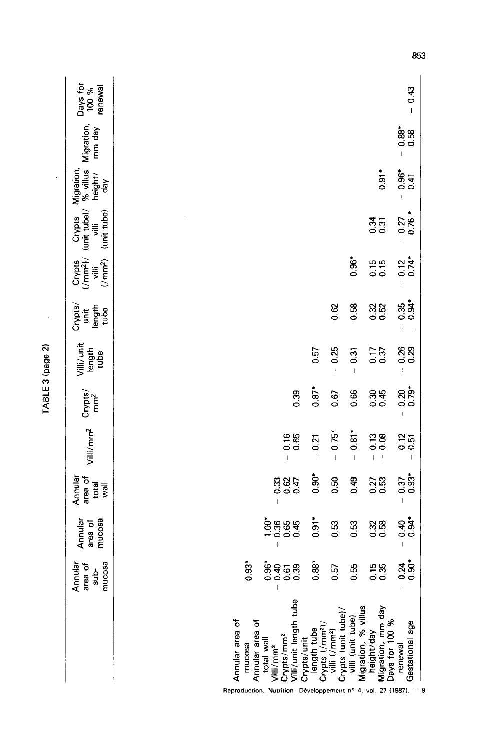TABLE 3 (page 2)

| | Annular area of submucosa | Annular area of mucosa | Annular area of total wall | Villi/mm² | Crypts/mm² | Villi/unit length tube | Crypts/unit length tube | Crypts (/mm²)/villi (/mm²) | Crypts (unit tube)/villi (unit tube) | Migration, % villus height/day | Migration, mm day | Days for 100 % renewal |
|---|---|---|---|---|---|---|---|---|---|---|---|---|
| Annular area of mucosa | 0.93* | | | | | | | | | | | |
| Annular area of total wall | 0.96* | 1.00* | | | | | | | | | | |
| Villi/mm² | − 0.40 | − 0.36 | − 0.33 | | | | | | | | | |
| Crypts/mm² | 0.61 | 0.65 | 0.62 | − 0.16 | | | | | | | | |
| Villi/unit length tube | 0.39 | 0.45 | 0.47 | 0.65 | 0.39 | | | | | | | |
| Crypts/unit length tube | 0.88* | 0.91* | 0.90* | − 0.21 | 0.87* | 0.57 | | | | | | |
| Crypts (/mm²)/villi (/mm²) | 0.57 | 0.53 | 0.50 | − 0.75* | 0.67 | − 0.25 | 0.62 | | | | | |
| Crypts (unit tube)/villi (unit tube) | 0.55 | 0.53 | 0.49 | − 0.81* | 0.66 | − 0.31 | 0.58 | 0.96* | | | | |
| Migration, % villus height/day | 0.15 | 0.32 | 0.27 | − 0.13 | 0.30 | 0.17 | 0.32 | 0.15 | 0.34 | | | |
| Migration, mm day | 0.35 | 0.58 | 0.53 | − 0.08 | 0.45 | 0.37 | 0.52 | 0.15 | 0.31 | 0.91* | | |
| Days for 100 % renewal | − 0.24 | − 0.40 | − 0.37 | 0.12 | − 0.20 | − 0.26 | − 0.35 | − 0.12 | − 0.27 | − 0.96* | − 0.88* | |
| Gestational age | 0.90* | 0.94* | 0.93* | − 0.51 | 0.79* | 0.29 | 0.94* | 0.74* | 0.76* | 0.41 | 0.58 | − 0.43 |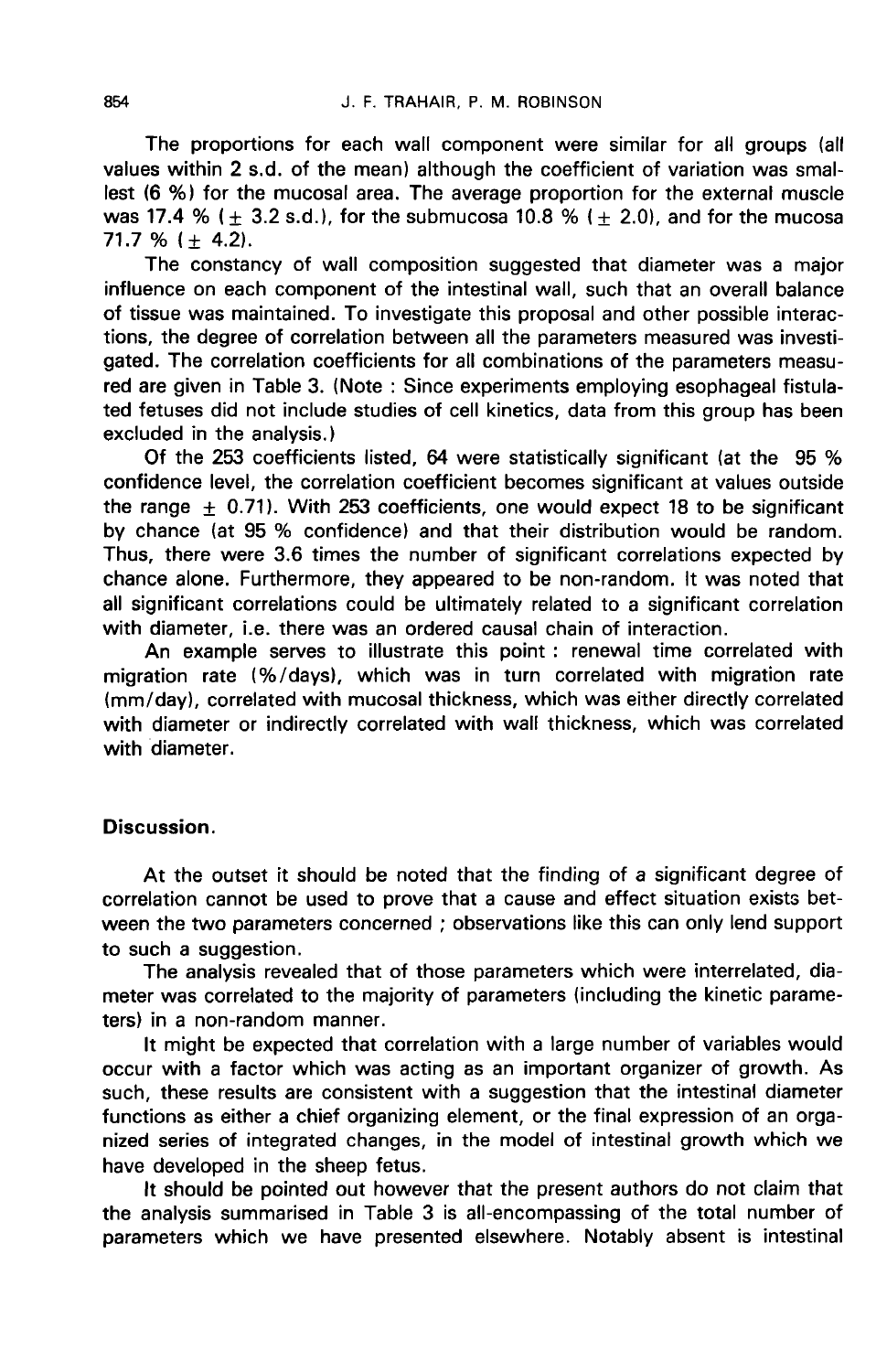The proportions for each wall component were similar for all groups (all values within 2 s.d. of the mean) although the coefficient of variation was smallest (6 %) for the mucosal area. The average proportion for the external muscle was 17.4 % ($\pm$ 3.2 s.d.), for the submucosa 10.8 % ($\pm$ 2.0), and for the mucosa 71.7 % ($\pm$ 4.2).

The constancy of wall composition suggested that diameter was a major influence on each component of the intestinal wall, such that an overall balance of tissue was maintained. To investigate this proposal and other possible interactions, the degree of correlation between all the parameters measured was investigated. The correlation coefficients for all combinations of the parameters measured are given in Table 3. (Note : Since experiments employing esophageal fistulated fetuses did not include studies of cell kinetics, data from this group has been excluded in the analysis.)

Of the 253 coefficients listed, 64 were statistically significant (at the 95 % confidence level, the correlation coefficient becomes significant at values outside the range $\pm$ 0.71). With 253 coefficients, one would expect 18 to be significant by chance (at 95 % confidence) and that their distribution would be random. Thus, there were 3.6 times the number of significant correlations expected by chance alone. Furthermore, they appeared to be non-random. It was noted that all significant correlations could be ultimately related to a significant correlation with diameter, i.e. there was an ordered causal chain of interaction.

An example serves to illustrate this point : renewal time correlated with migration rate (%/days), which was in turn correlated with migration rate (mm/day), correlated with mucosal thickness, which was either directly correlated with diameter or indirectly correlated with wall thickness, which was correlated with diameter.

## Discussion.

At the outset it should be noted that the finding of a significant degree of correlation cannot be used to prove that a cause and effect situation exists between the two parameters concerned ; observations like this can only lend support to such a suggestion.

The analysis revealed that of those parameters which were interrelated, diameter was correlated to the majority of parameters (including the kinetic parameters) in a non-random manner.

It might be expected that correlation with a large number of variables would occur with a factor which was acting as an important organizer of growth. As such, these results are consistent with a suggestion that the intestinal diameter functions as either a chief organizing element, or the final expression of an organized series of integrated changes, in the model of intestinal growth which we have developed in the sheep fetus.

It should be pointed out however that the present authors do not claim that the analysis summarised in Table 3 is all-encompassing of the total number of parameters which we have presented elsewhere. Notably absent is intestinal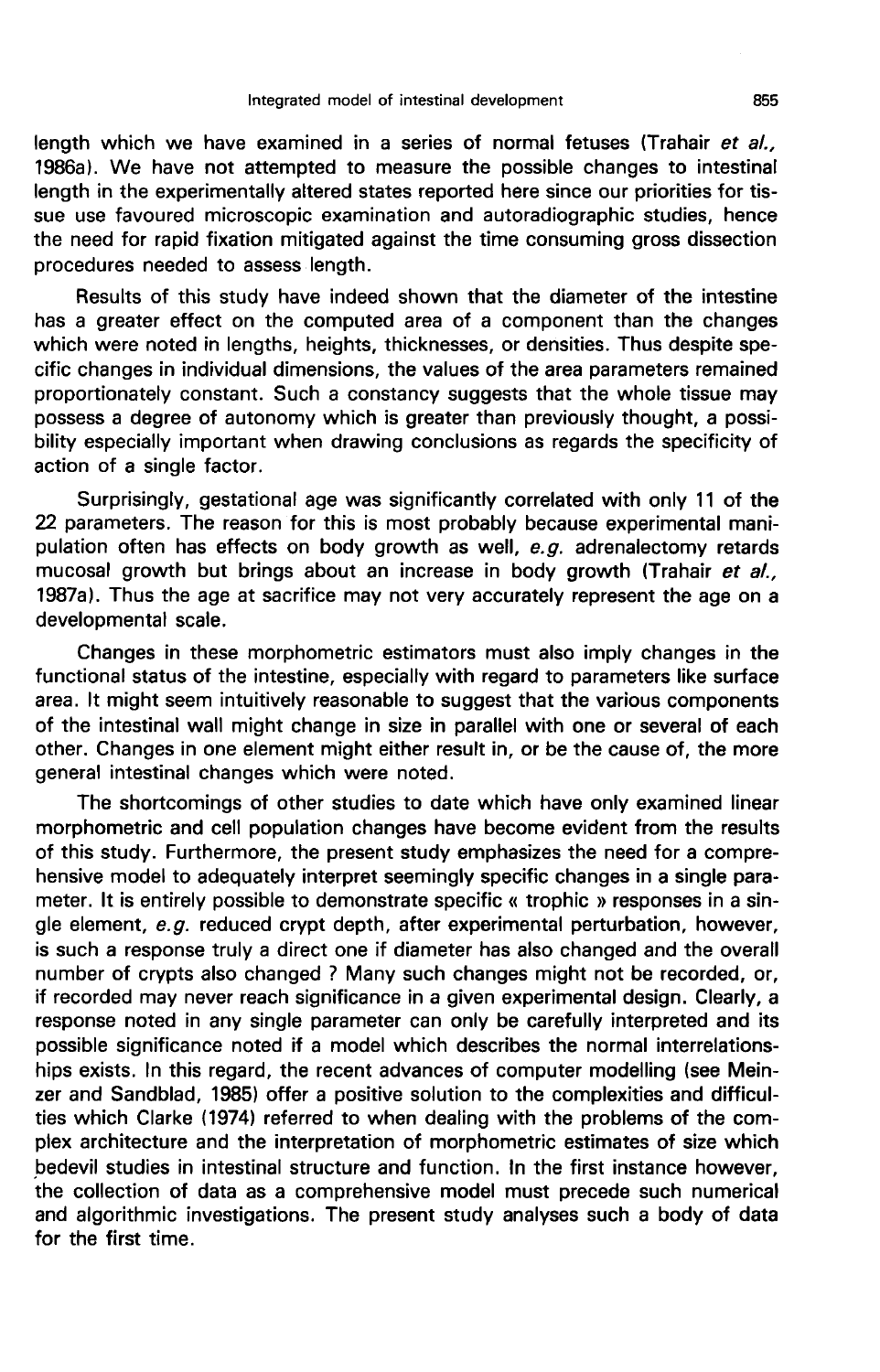length which we have examined in a series of normal fetuses (Trahair *et al.*, 1986a). We have not attempted to measure the possible changes to intestinal length in the experimentally altered states reported here since our priorities for tissue use favoured microscopic examination and autoradiographic studies, hence the need for rapid fixation mitigated against the time consuming gross dissection procedures needed to assess length.

Results of this study have indeed shown that the diameter of the intestine has a greater effect on the computed area of a component than the changes which were noted in lengths, heights, thicknesses, or densities. Thus despite specific changes in individual dimensions, the values of the area parameters remained proportionately constant. Such a constancy suggests that the whole tissue may possess a degree of autonomy which is greater than previously thought, a possibility especially important when drawing conclusions as regards the specificity of action of a single factor.

Surprisingly, gestational age was significantly correlated with only 11 of the 22 parameters. The reason for this is most probably because experimental manipulation often has effects on body growth as well, *e.g.* adrenalectomy retards mucosal growth but brings about an increase in body growth (Trahair *et al.*, 1987a). Thus the age at sacrifice may not very accurately represent the age on a developmental scale.

Changes in these morphometric estimators must also imply changes in the functional status of the intestine, especially with regard to parameters like surface area. It might seem intuitively reasonable to suggest that the various components of the intestinal wall might change in size in parallel with one or several of each other. Changes in one element might either result in, or be the cause of, the more general intestinal changes which were noted.

The shortcomings of other studies to date which have only examined linear morphometric and cell population changes have become evident from the results of this study. Furthermore, the present study emphasizes the need for a comprehensive model to adequately interpret seemingly specific changes in a single parameter. It is entirely possible to demonstrate specific « trophic » responses in a single element, *e.g.* reduced crypt depth, after experimental perturbation, however, is such a response truly a direct one if diameter has also changed and the overall number of crypts also changed ? Many such changes might not be recorded, or, if recorded may never reach significance in a given experimental design. Clearly, a response noted in any single parameter can only be carefully interpreted and its possible significance noted if a model which describes the normal interrelationships exists. In this regard, the recent advances of computer modelling (see Meinzer and Sandblad, 1985) offer a positive solution to the complexities and difficulties which Clarke (1974) referred to when dealing with the problems of the complex architecture and the interpretation of morphometric estimates of size which bedevil studies in intestinal structure and function. In the first instance however, the collection of data as a comprehensive model must precede such numerical and algorithmic investigations. The present study analyses such a body of data for the first time.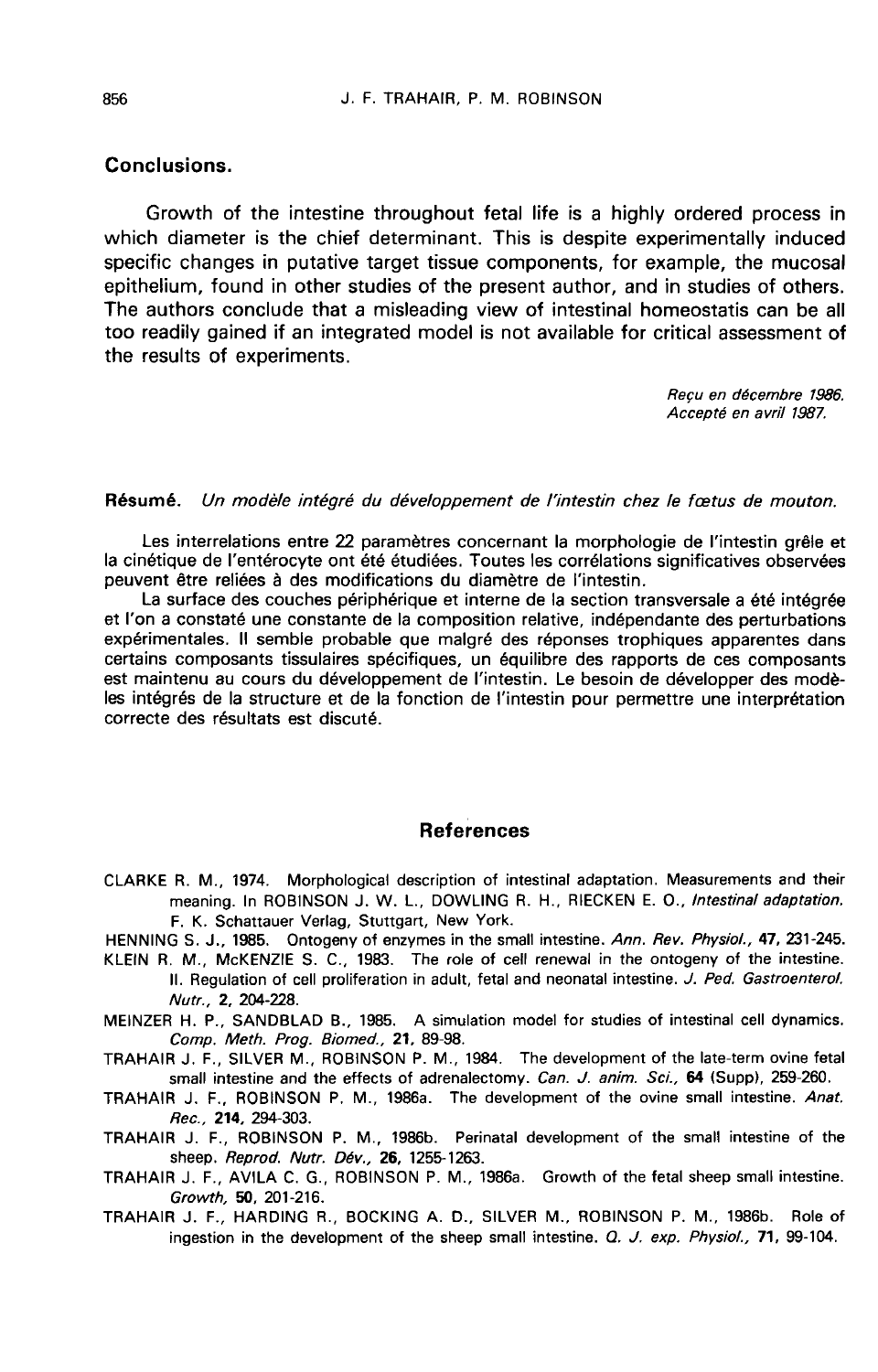## Conclusions.

Growth of the intestine throughout fetal life is a highly ordered process in which diameter is the chief determinant. This is despite experimentally induced specific changes in putative target tissue components, for example, the mucosal epithelium, found in other studies of the present author, and in studies of others. The authors conclude that a misleading view of intestinal homeostatis can be all too readily gained if an integrated model is not available for critical assessment of the results of experiments.

*Reçu en décembre 1986.*
*Accepté en avril 1987.*

**Résumé.** *Un modèle intégré du développement de l'intestin chez le fœtus de mouton.*

Les interrelations entre 22 paramètres concernant la morphologie de l'intestin grêle et la cinétique de l'entérocyte ont été étudiées. Toutes les corrélations significatives observées peuvent être reliées à des modifications du diamètre de l'intestin.

La surface des couches périphérique et interne de la section transversale a été intégrée et l'on a constaté une constante de la composition relative, indépendante des perturbations expérimentales. Il semble probable que malgré des réponses trophiques apparentes dans certains composants tissulaires spécifiques, un équilibre des rapports de ces composants est maintenu au cours du développement de l'intestin. Le besoin de développer des modèles intégrés de la structure et de la fonction de l'intestin pour permettre une interprétation correcte des résultats est discuté.

## References

CLARKE R. M., 1974. Morphological description of intestinal adaptation. Measurements and their meaning. In ROBINSON J. W. L., DOWLING R. H., RIECKEN E. O., *Intestinal adaptation.* F. K. Schattauer Verlag, Stuttgart, New York.

HENNING S. J., 1985. Ontogeny of enzymes in the small intestine. *Ann. Rev. Physiol.,* **47**, 231-245.

KLEIN R. M., McKENZIE S. C., 1983. The role of cell renewal in the ontogeny of the intestine. II. Regulation of cell proliferation in adult, fetal and neonatal intestine. *J. Ped. Gastroenterol. Nutr.,* **2**, 204-228.

MEINZER H. P., SANDBLAD B., 1985. A simulation model for studies of intestinal cell dynamics. *Comp. Meth. Prog. Biomed.,* **21**, 89-98.

TRAHAIR J. F., SILVER M., ROBINSON P. M., 1984. The development of the late-term ovine fetal small intestine and the effects of adrenalectomy. *Can. J. anim. Sci.,* **64** (Supp), 259-260.

TRAHAIR J. F., ROBINSON P. M., 1986a. The development of the ovine small intestine. *Anat. Rec.,* **214**, 294-303.

TRAHAIR J. F., ROBINSON P. M., 1986b. Perinatal development of the small intestine of the sheep. *Reprod. Nutr. Dév.,* **26**, 1255-1263.

TRAHAIR J. F., AVILA C. G., ROBINSON P. M., 1986a. Growth of the fetal sheep small intestine. *Growth,* **50**, 201-216.

TRAHAIR J. F., HARDING R., BOCKING A. D., SILVER M., ROBINSON P. M., 1986b. Role of ingestion in the development of the sheep small intestine. *Q. J. exp. Physiol.,* **71**, 99-104.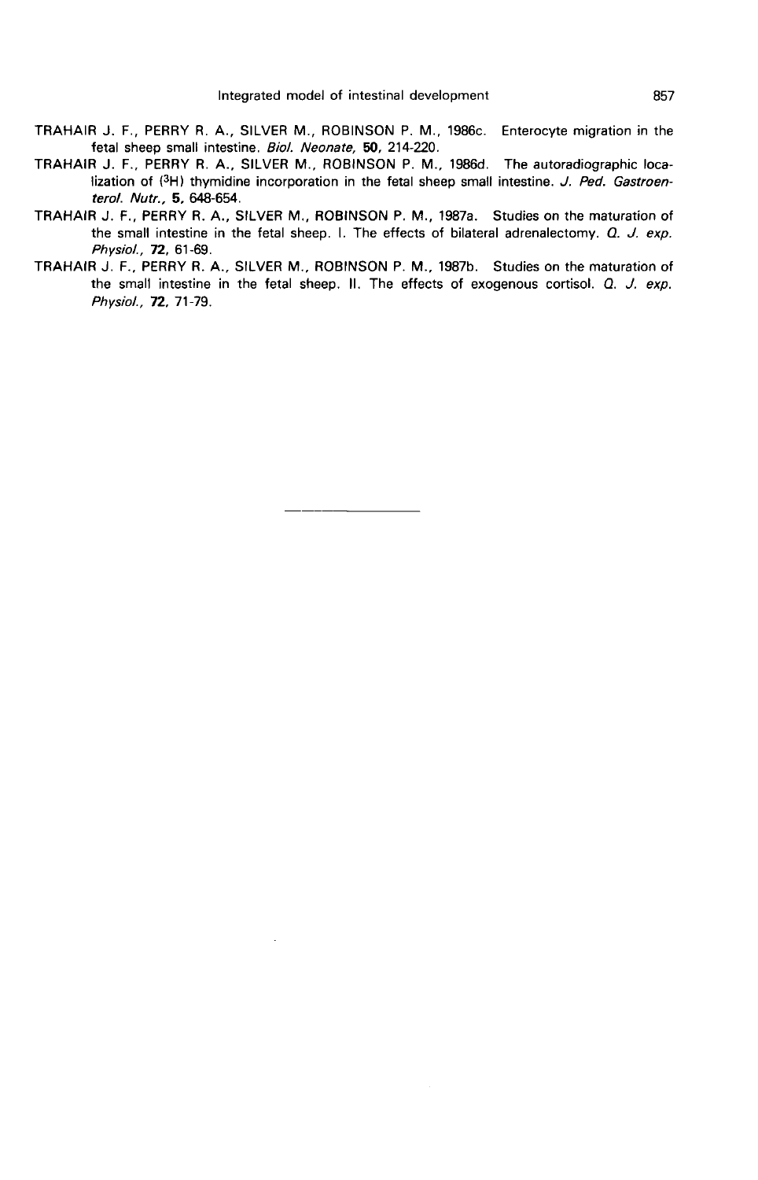TRAHAIR J. F., PERRY R. A., SILVER M., ROBINSON P. M., 1986c. Enterocyte migration in the fetal sheep small intestine. *Biol. Neonate,* **50,** 214-220.

TRAHAIR J. F., PERRY R. A., SILVER M., ROBINSON P. M., 1986d. The autoradiographic localization of ($^{3}$H) thymidine incorporation in the fetal sheep small intestine. *J. Ped. Gastroenterol. Nutr.,* **5,** 648-654.

TRAHAIR J. F., PERRY R. A., SILVER M., ROBINSON P. M., 1987a. Studies on the maturation of the small intestine in the fetal sheep. I. The effects of bilateral adrenalectomy. *Q. J. exp. Physiol.,* **72,** 61-69.

TRAHAIR J. F., PERRY R. A., SILVER M., ROBINSON P. M., 1987b. Studies on the maturation of the small intestine in the fetal sheep. II. The effects of exogenous cortisol. *Q. J. exp. Physiol.,* **72,** 71-79.